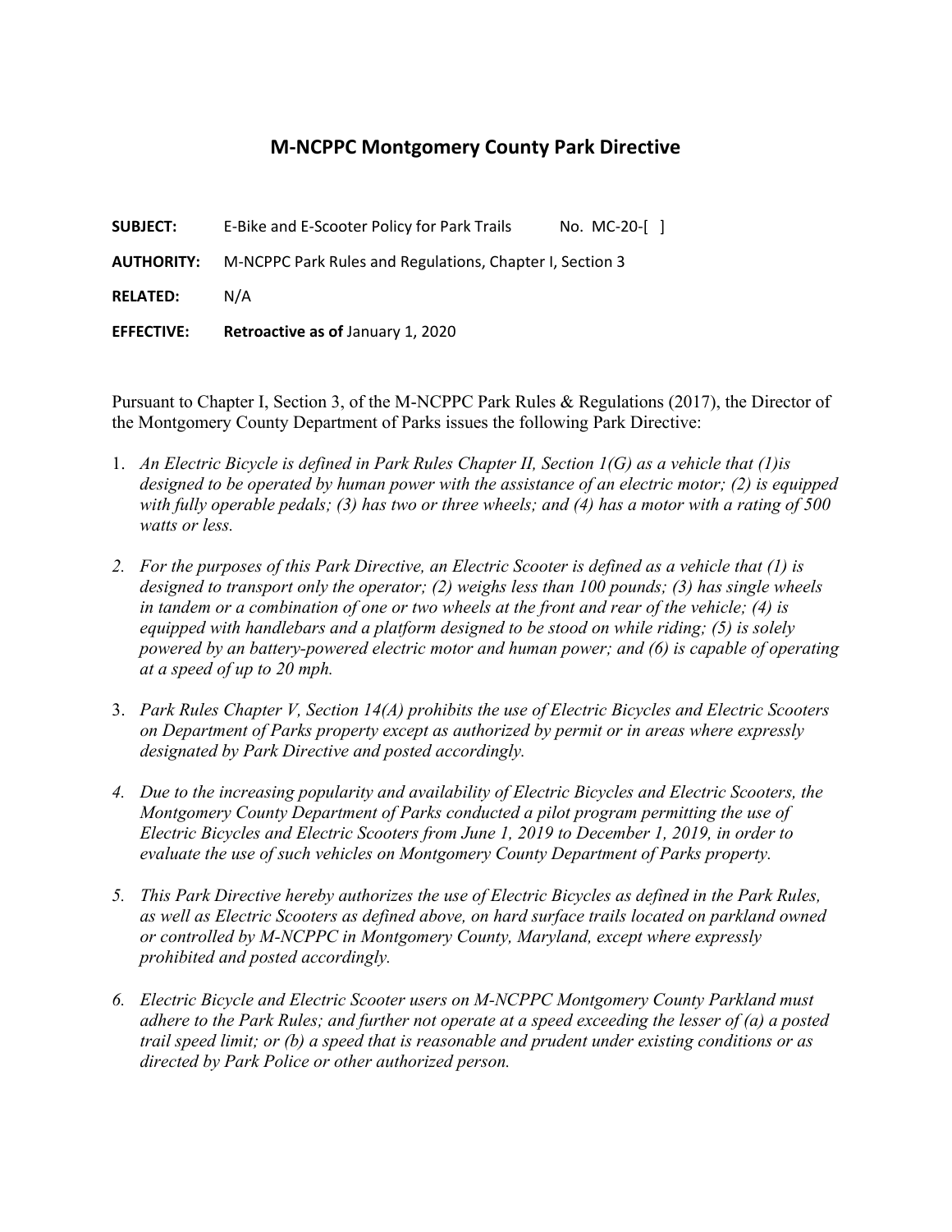# M-NCPPC Montgomery County Park Directive

**SUBJECT:** E-Bike and E-Scooter Policy for Park Trails No. MC-20-[ ]

**AUTHORITY:** M-NCPPC Park Rules and Regulations, Chapter I, Section 3

**RELATED:** N/A

**EFFECTIVE:** **Retroactive as of** January 1, 2020

Pursuant to Chapter I, Section 3, of the M-NCPPC Park Rules & Regulations (2017), the Director of the Montgomery County Department of Parks issues the following Park Directive:

1. *An Electric Bicycle is defined in Park Rules Chapter II, Section 1(G) as a vehicle that (1)is designed to be operated by human power with the assistance of an electric motor; (2) is equipped with fully operable pedals; (3) has two or three wheels; and (4) has a motor with a rating of 500 watts or less.*

2. *For the purposes of this Park Directive, an Electric Scooter is defined as a vehicle that (1) is designed to transport only the operator; (2) weighs less than 100 pounds; (3) has single wheels in tandem or a combination of one or two wheels at the front and rear of the vehicle; (4) is equipped with handlebars and a platform designed to be stood on while riding; (5) is solely powered by an battery-powered electric motor and human power; and (6) is capable of operating at a speed of up to 20 mph.*

3. *Park Rules Chapter V, Section 14(A) prohibits the use of Electric Bicycles and Electric Scooters on Department of Parks property except as authorized by permit or in areas where expressly designated by Park Directive and posted accordingly.*

4. *Due to the increasing popularity and availability of Electric Bicycles and Electric Scooters, the Montgomery County Department of Parks conducted a pilot program permitting the use of Electric Bicycles and Electric Scooters from June 1, 2019 to December 1, 2019, in order to evaluate the use of such vehicles on Montgomery County Department of Parks property.*

5. *This Park Directive hereby authorizes the use of Electric Bicycles as defined in the Park Rules, as well as Electric Scooters as defined above, on hard surface trails located on parkland owned or controlled by M-NCPPC in Montgomery County, Maryland, except where expressly prohibited and posted accordingly.*

6. *Electric Bicycle and Electric Scooter users on M-NCPPC Montgomery County Parkland must adhere to the Park Rules; and further not operate at a speed exceeding the lesser of (a) a posted trail speed limit; or (b) a speed that is reasonable and prudent under existing conditions or as directed by Park Police or other authorized person.*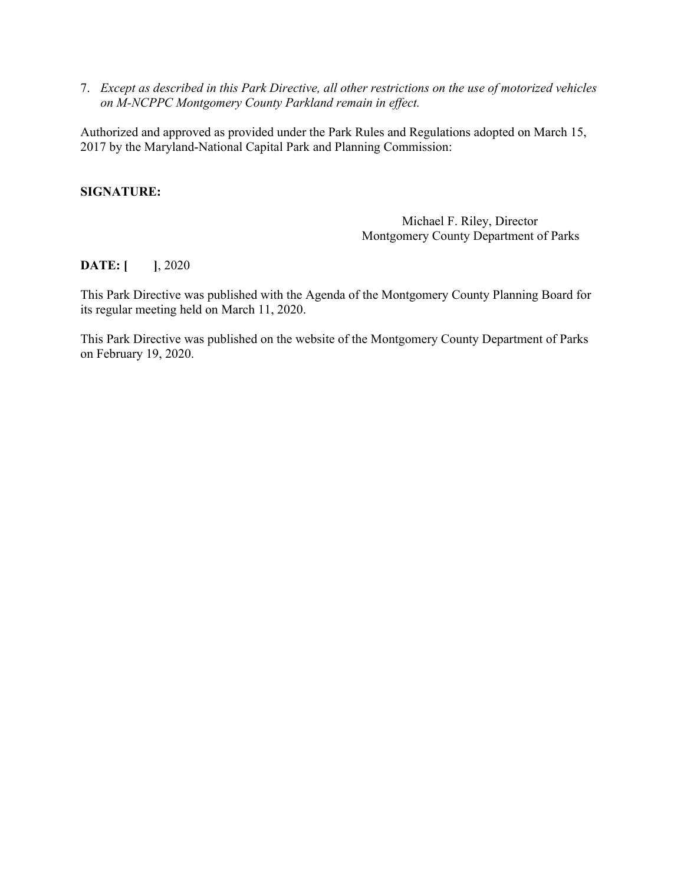7. *Except as described in this Park Directive, all other restrictions on the use of motorized vehicles on M-NCPPC Montgomery County Parkland remain in effect.*

Authorized and approved as provided under the Park Rules and Regulations adopted on March 15, 2017 by the Maryland-National Capital Park and Planning Commission:

**SIGNATURE:**

Michael F. Riley, Director
Montgomery County Department of Parks

**DATE: [ ]**, 2020

This Park Directive was published with the Agenda of the Montgomery County Planning Board for its regular meeting held on March 11, 2020.

This Park Directive was published on the website of the Montgomery County Department of Parks on February 19, 2020.